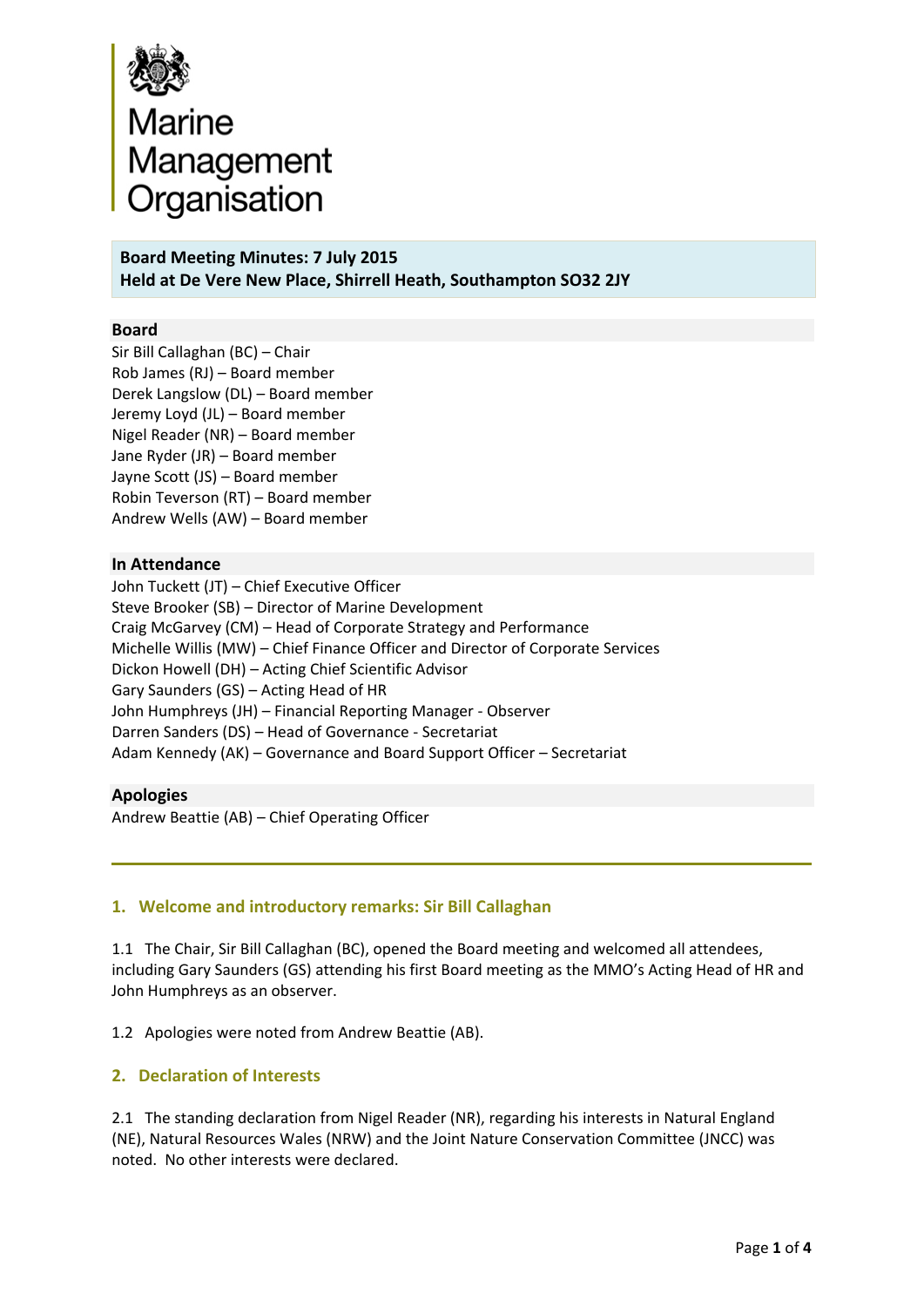Marine Management Organisation

**Board Meeting Minutes: 7 July 2015**
**Held at De Vere New Place, Shirrell Heath, Southampton SO32 2JY**

**Board**

Sir Bill Callaghan (BC) – Chair
Rob James (RJ) – Board member
Derek Langslow (DL) – Board member
Jeremy Loyd (JL) – Board member
Nigel Reader (NR) – Board member
Jane Ryder (JR) – Board member
Jayne Scott (JS) – Board member
Robin Teverson (RT) – Board member
Andrew Wells (AW) – Board member

**In Attendance**

John Tuckett (JT) – Chief Executive Officer
Steve Brooker (SB) – Director of Marine Development
Craig McGarvey (CM) – Head of Corporate Strategy and Performance
Michelle Willis (MW) – Chief Finance Officer and Director of Corporate Services
Dickon Howell (DH) – Acting Chief Scientific Advisor
Gary Saunders (GS) – Acting Head of HR
John Humphreys (JH) – Financial Reporting Manager - Observer
Darren Sanders (DS) – Head of Governance - Secretariat
Adam Kennedy (AK) – Governance and Board Support Officer – Secretariat

**Apologies**

Andrew Beattie (AB) – Chief Operating Officer

---

## 1. Welcome and introductory remarks: Sir Bill Callaghan

1.1 The Chair, Sir Bill Callaghan (BC), opened the Board meeting and welcomed all attendees, including Gary Saunders (GS) attending his first Board meeting as the MMO's Acting Head of HR and John Humphreys as an observer.

1.2 Apologies were noted from Andrew Beattie (AB).

## 2. Declaration of Interests

2.1 The standing declaration from Nigel Reader (NR), regarding his interests in Natural England (NE), Natural Resources Wales (NRW) and the Joint Nature Conservation Committee (JNCC) was noted. No other interests were declared.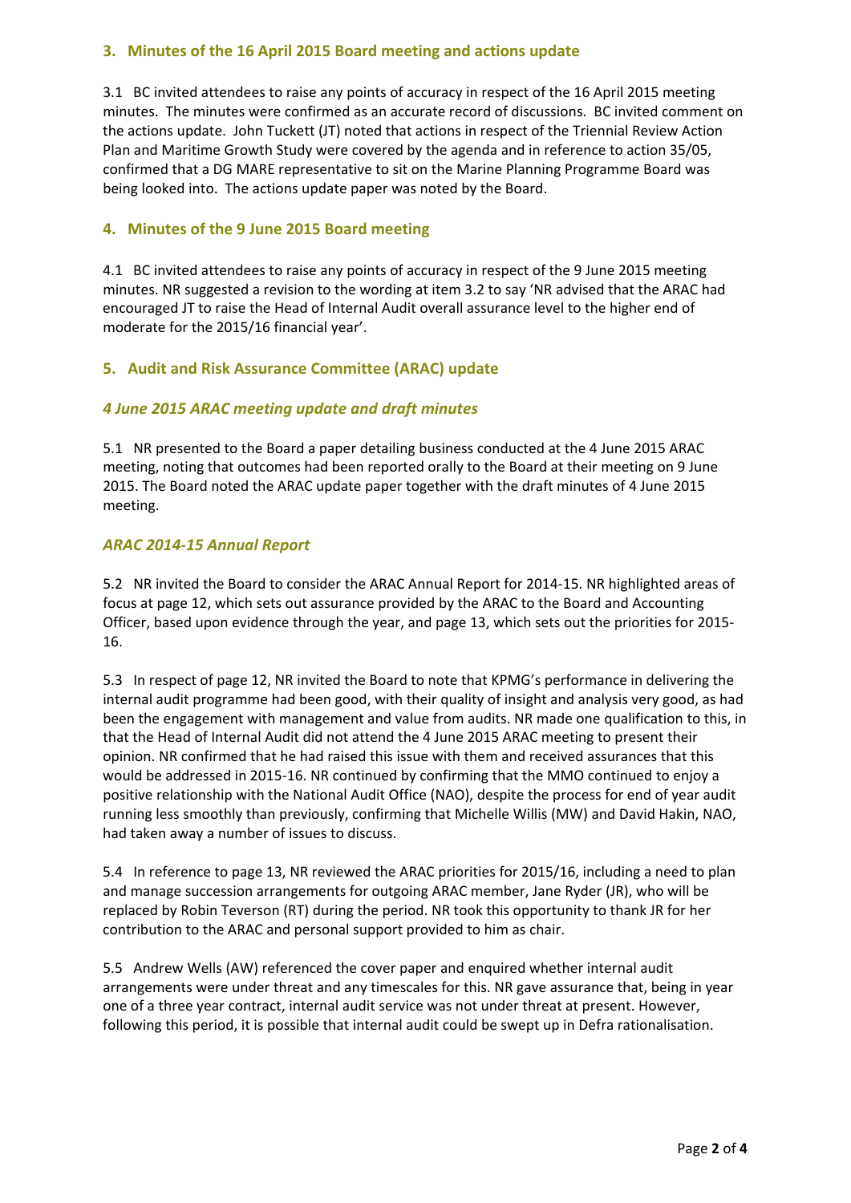## 3. Minutes of the 16 April 2015 Board meeting and actions update

3.1 BC invited attendees to raise any points of accuracy in respect of the 16 April 2015 meeting minutes. The minutes were confirmed as an accurate record of discussions. BC invited comment on the actions update. John Tuckett (JT) noted that actions in respect of the Triennial Review Action Plan and Maritime Growth Study were covered by the agenda and in reference to action 35/05, confirmed that a DG MARE representative to sit on the Marine Planning Programme Board was being looked into. The actions update paper was noted by the Board.

## 4. Minutes of the 9 June 2015 Board meeting

4.1 BC invited attendees to raise any points of accuracy in respect of the 9 June 2015 meeting minutes. NR suggested a revision to the wording at item 3.2 to say 'NR advised that the ARAC had encouraged JT to raise the Head of Internal Audit overall assurance level to the higher end of moderate for the 2015/16 financial year'.

## 5. Audit and Risk Assurance Committee (ARAC) update

### *4 June 2015 ARAC meeting update and draft minutes*

5.1 NR presented to the Board a paper detailing business conducted at the 4 June 2015 ARAC meeting, noting that outcomes had been reported orally to the Board at their meeting on 9 June 2015. The Board noted the ARAC update paper together with the draft minutes of 4 June 2015 meeting.

### *ARAC 2014-15 Annual Report*

5.2 NR invited the Board to consider the ARAC Annual Report for 2014-15. NR highlighted areas of focus at page 12, which sets out assurance provided by the ARAC to the Board and Accounting Officer, based upon evidence through the year, and page 13, which sets out the priorities for 2015-16.

5.3 In respect of page 12, NR invited the Board to note that KPMG's performance in delivering the internal audit programme had been good, with their quality of insight and analysis very good, as had been the engagement with management and value from audits. NR made one qualification to this, in that the Head of Internal Audit did not attend the 4 June 2015 ARAC meeting to present their opinion. NR confirmed that he had raised this issue with them and received assurances that this would be addressed in 2015-16. NR continued by confirming that the MMO continued to enjoy a positive relationship with the National Audit Office (NAO), despite the process for end of year audit running less smoothly than previously, confirming that Michelle Willis (MW) and David Hakin, NAO, had taken away a number of issues to discuss.

5.4 In reference to page 13, NR reviewed the ARAC priorities for 2015/16, including a need to plan and manage succession arrangements for outgoing ARAC member, Jane Ryder (JR), who will be replaced by Robin Teverson (RT) during the period. NR took this opportunity to thank JR for her contribution to the ARAC and personal support provided to him as chair.

5.5 Andrew Wells (AW) referenced the cover paper and enquired whether internal audit arrangements were under threat and any timescales for this. NR gave assurance that, being in year one of a three year contract, internal audit service was not under threat at present. However, following this period, it is possible that internal audit could be swept up in Defra rationalisation.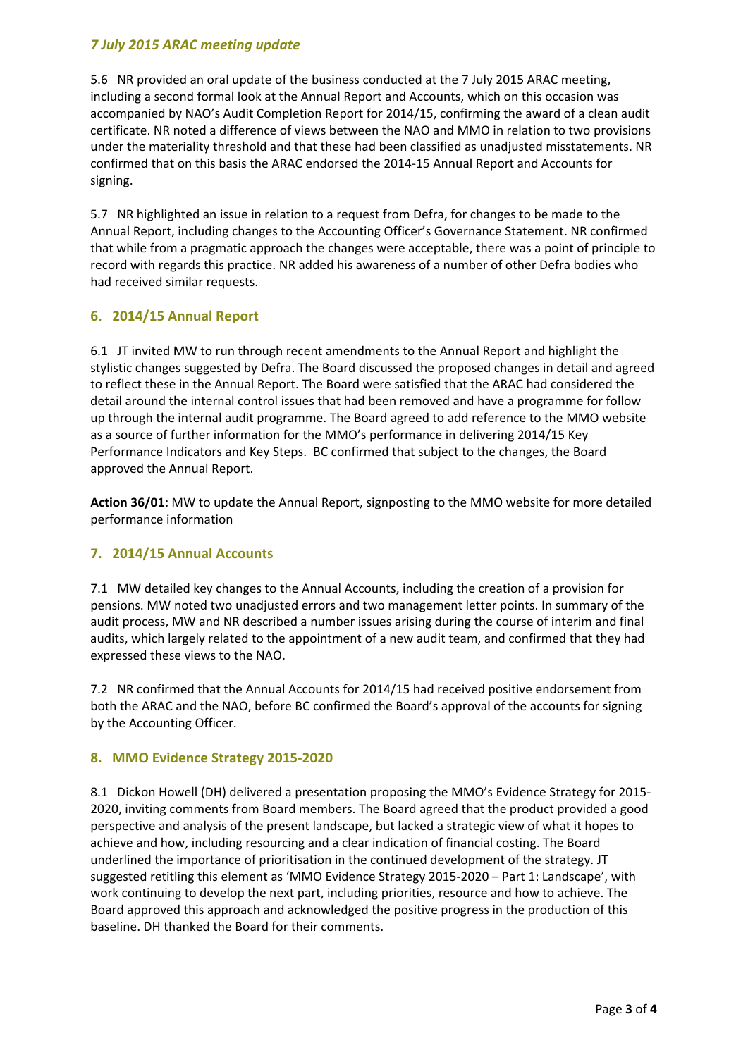*7 July 2015 ARAC meeting update*

5.6 NR provided an oral update of the business conducted at the 7 July 2015 ARAC meeting, including a second formal look at the Annual Report and Accounts, which on this occasion was accompanied by NAO's Audit Completion Report for 2014/15, confirming the award of a clean audit certificate. NR noted a difference of views between the NAO and MMO in relation to two provisions under the materiality threshold and that these had been classified as unadjusted misstatements. NR confirmed that on this basis the ARAC endorsed the 2014-15 Annual Report and Accounts for signing.

5.7 NR highlighted an issue in relation to a request from Defra, for changes to be made to the Annual Report, including changes to the Accounting Officer's Governance Statement. NR confirmed that while from a pragmatic approach the changes were acceptable, there was a point of principle to record with regards this practice. NR added his awareness of a number of other Defra bodies who had received similar requests.

## 6. 2014/15 Annual Report

6.1 JT invited MW to run through recent amendments to the Annual Report and highlight the stylistic changes suggested by Defra. The Board discussed the proposed changes in detail and agreed to reflect these in the Annual Report. The Board were satisfied that the ARAC had considered the detail around the internal control issues that had been removed and have a programme for follow up through the internal audit programme. The Board agreed to add reference to the MMO website as a source of further information for the MMO's performance in delivering 2014/15 Key Performance Indicators and Key Steps. BC confirmed that subject to the changes, the Board approved the Annual Report.

**Action 36/01:** MW to update the Annual Report, signposting to the MMO website for more detailed performance information

## 7. 2014/15 Annual Accounts

7.1 MW detailed key changes to the Annual Accounts, including the creation of a provision for pensions. MW noted two unadjusted errors and two management letter points. In summary of the audit process, MW and NR described a number issues arising during the course of interim and final audits, which largely related to the appointment of a new audit team, and confirmed that they had expressed these views to the NAO.

7.2 NR confirmed that the Annual Accounts for 2014/15 had received positive endorsement from both the ARAC and the NAO, before BC confirmed the Board's approval of the accounts for signing by the Accounting Officer.

## 8. MMO Evidence Strategy 2015-2020

8.1 Dickon Howell (DH) delivered a presentation proposing the MMO's Evidence Strategy for 2015-2020, inviting comments from Board members. The Board agreed that the product provided a good perspective and analysis of the present landscape, but lacked a strategic view of what it hopes to achieve and how, including resourcing and a clear indication of financial costing. The Board underlined the importance of prioritisation in the continued development of the strategy. JT suggested retitling this element as 'MMO Evidence Strategy 2015-2020 – Part 1: Landscape', with work continuing to develop the next part, including priorities, resource and how to achieve. The Board approved this approach and acknowledged the positive progress in the production of this baseline. DH thanked the Board for their comments.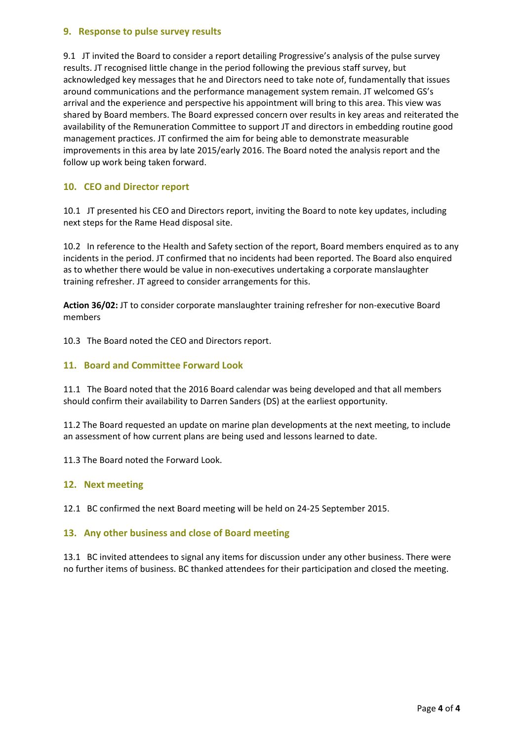## 9. Response to pulse survey results

9.1 JT invited the Board to consider a report detailing Progressive's analysis of the pulse survey results. JT recognised little change in the period following the previous staff survey, but acknowledged key messages that he and Directors need to take note of, fundamentally that issues around communications and the performance management system remain. JT welcomed GS's arrival and the experience and perspective his appointment will bring to this area. This view was shared by Board members. The Board expressed concern over results in key areas and reiterated the availability of the Remuneration Committee to support JT and directors in embedding routine good management practices. JT confirmed the aim for being able to demonstrate measurable improvements in this area by late 2015/early 2016. The Board noted the analysis report and the follow up work being taken forward.

## 10. CEO and Director report

10.1 JT presented his CEO and Directors report, inviting the Board to note key updates, including next steps for the Rame Head disposal site.

10.2 In reference to the Health and Safety section of the report, Board members enquired as to any incidents in the period. JT confirmed that no incidents had been reported. The Board also enquired as to whether there would be value in non-executives undertaking a corporate manslaughter training refresher. JT agreed to consider arrangements for this.

**Action 36/02:** JT to consider corporate manslaughter training refresher for non-executive Board members

10.3 The Board noted the CEO and Directors report.

## 11. Board and Committee Forward Look

11.1 The Board noted that the 2016 Board calendar was being developed and that all members should confirm their availability to Darren Sanders (DS) at the earliest opportunity.

11.2 The Board requested an update on marine plan developments at the next meeting, to include an assessment of how current plans are being used and lessons learned to date.

11.3 The Board noted the Forward Look.

## 12. Next meeting

12.1 BC confirmed the next Board meeting will be held on 24-25 September 2015.

## 13. Any other business and close of Board meeting

13.1 BC invited attendees to signal any items for discussion under any other business. There were no further items of business. BC thanked attendees for their participation and closed the meeting.